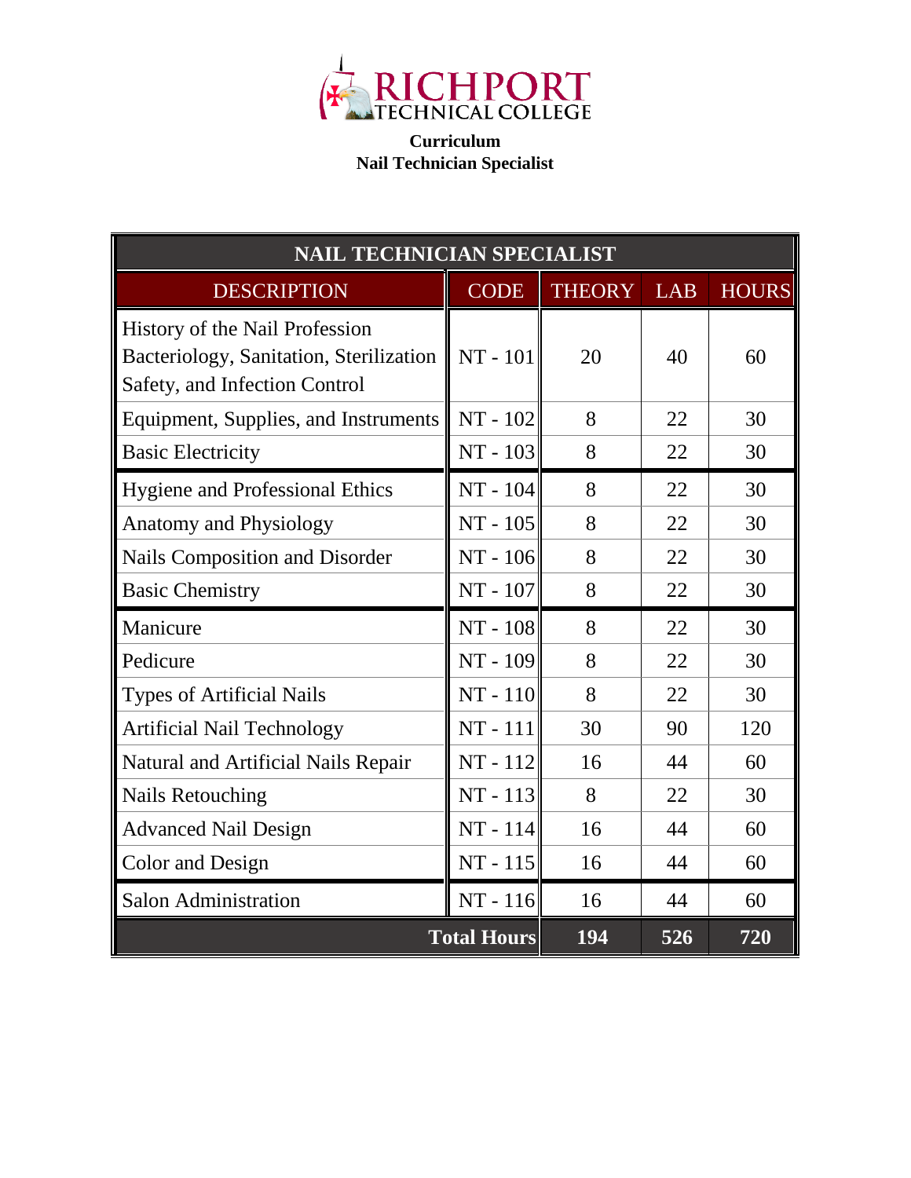RICHPORT TECHNICAL COLLEGE

**Curriculum**
**Nail Technician Specialist**

| NAIL TECHNICIAN SPECIALIST | | | | |
|---|---|---|---|---|
| DESCRIPTION | CODE | THEORY | LAB | HOURS |
| History of the Nail Profession<br>Bacteriology, Sanitation, Sterilization<br>Safety, and Infection Control | NT - 101 | 20 | 40 | 60 |
| Equipment, Supplies, and Instruments | NT - 102 | 8 | 22 | 30 |
| Basic Electricity | NT - 103 | 8 | 22 | 30 |
| Hygiene and Professional Ethics | NT - 104 | 8 | 22 | 30 |
| Anatomy and Physiology | NT - 105 | 8 | 22 | 30 |
| Nails Composition and Disorder | NT - 106 | 8 | 22 | 30 |
| Basic Chemistry | NT - 107 | 8 | 22 | 30 |
| Manicure | NT - 108 | 8 | 22 | 30 |
| Pedicure | NT - 109 | 8 | 22 | 30 |
| Types of Artificial Nails | NT - 110 | 8 | 22 | 30 |
| Artificial Nail Technology | NT - 111 | 30 | 90 | 120 |
| Natural and Artificial Nails Repair | NT - 112 | 16 | 44 | 60 |
| Nails Retouching | NT - 113 | 8 | 22 | 30 |
| Advanced Nail Design | NT - 114 | 16 | 44 | 60 |
| Color and Design | NT - 115 | 16 | 44 | 60 |
| Salon Administration | NT - 116 | 16 | 44 | 60 |
| **Total Hours** | | **194** | **526** | **720** |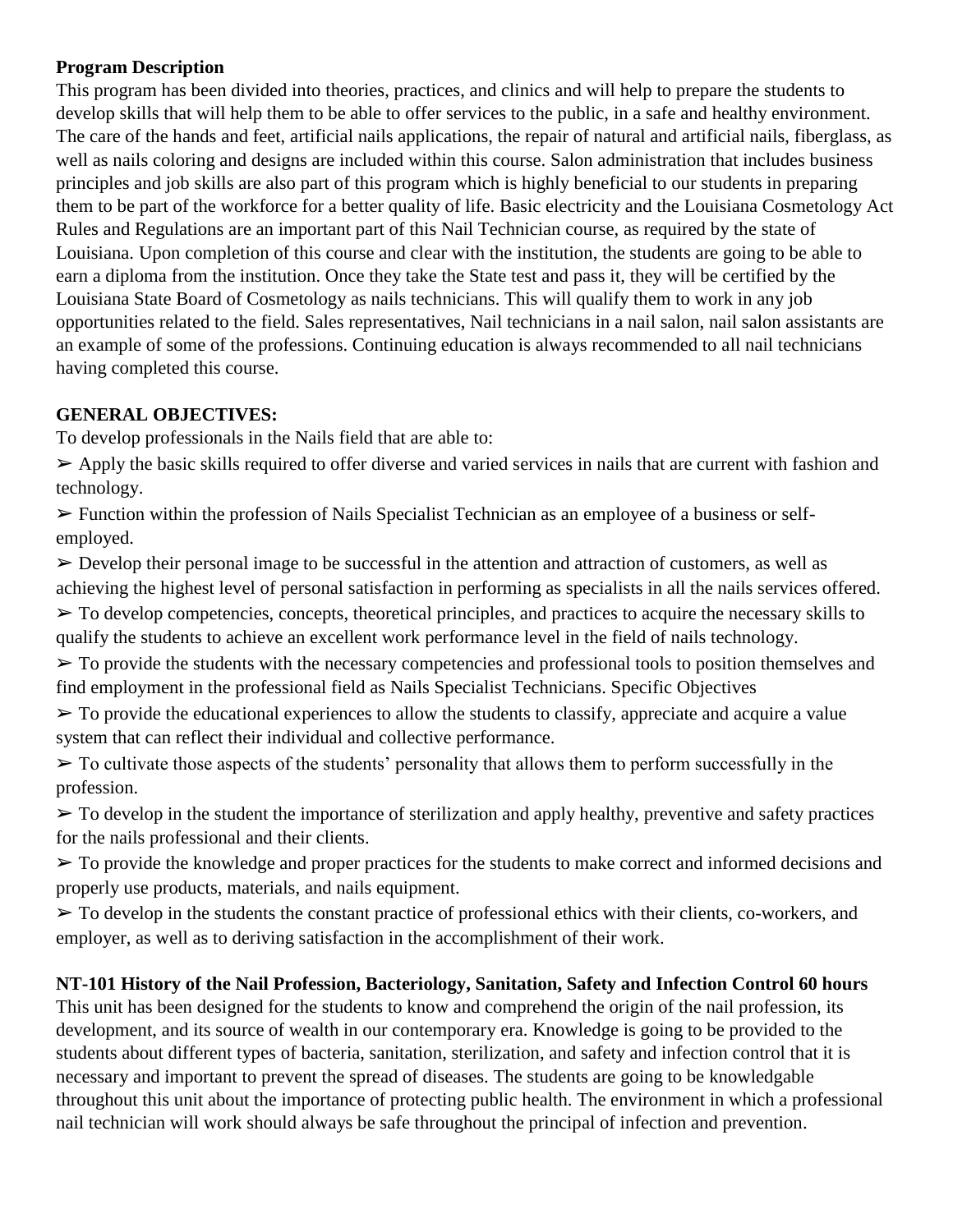**Program Description**

This program has been divided into theories, practices, and clinics and will help to prepare the students to develop skills that will help them to be able to offer services to the public, in a safe and healthy environment. The care of the hands and feet, artificial nails applications, the repair of natural and artificial nails, fiberglass, as well as nails coloring and designs are included within this course. Salon administration that includes business principles and job skills are also part of this program which is highly beneficial to our students in preparing them to be part of the workforce for a better quality of life. Basic electricity and the Louisiana Cosmetology Act Rules and Regulations are an important part of this Nail Technician course, as required by the state of Louisiana. Upon completion of this course and clear with the institution, the students are going to be able to earn a diploma from the institution. Once they take the State test and pass it, they will be certified by the Louisiana State Board of Cosmetology as nails technicians. This will qualify them to work in any job opportunities related to the field. Sales representatives, Nail technicians in a nail salon, nail salon assistants are an example of some of the professions. Continuing education is always recommended to all nail technicians having completed this course.

**GENERAL OBJECTIVES:**

To develop professionals in the Nails field that are able to:

➢ Apply the basic skills required to offer diverse and varied services in nails that are current with fashion and technology.

➢ Function within the profession of Nails Specialist Technician as an employee of a business or self-employed.

➢ Develop their personal image to be successful in the attention and attraction of customers, as well as achieving the highest level of personal satisfaction in performing as specialists in all the nails services offered.

➢ To develop competencies, concepts, theoretical principles, and practices to acquire the necessary skills to qualify the students to achieve an excellent work performance level in the field of nails technology.

➢ To provide the students with the necessary competencies and professional tools to position themselves and find employment in the professional field as Nails Specialist Technicians. Specific Objectives

➢ To provide the educational experiences to allow the students to classify, appreciate and acquire a value system that can reflect their individual and collective performance.

➢ To cultivate those aspects of the students' personality that allows them to perform successfully in the profession.

➢ To develop in the student the importance of sterilization and apply healthy, preventive and safety practices for the nails professional and their clients.

➢ To provide the knowledge and proper practices for the students to make correct and informed decisions and properly use products, materials, and nails equipment.

➢ To develop in the students the constant practice of professional ethics with their clients, co-workers, and employer, as well as to deriving satisfaction in the accomplishment of their work.

**NT-101 History of the Nail Profession, Bacteriology, Sanitation, Safety and Infection Control 60 hours**

This unit has been designed for the students to know and comprehend the origin of the nail profession, its development, and its source of wealth in our contemporary era. Knowledge is going to be provided to the students about different types of bacteria, sanitation, sterilization, and safety and infection control that it is necessary and important to prevent the spread of diseases. The students are going to be knowledgable throughout this unit about the importance of protecting public health. The environment in which a professional nail technician will work should always be safe throughout the principal of infection and prevention.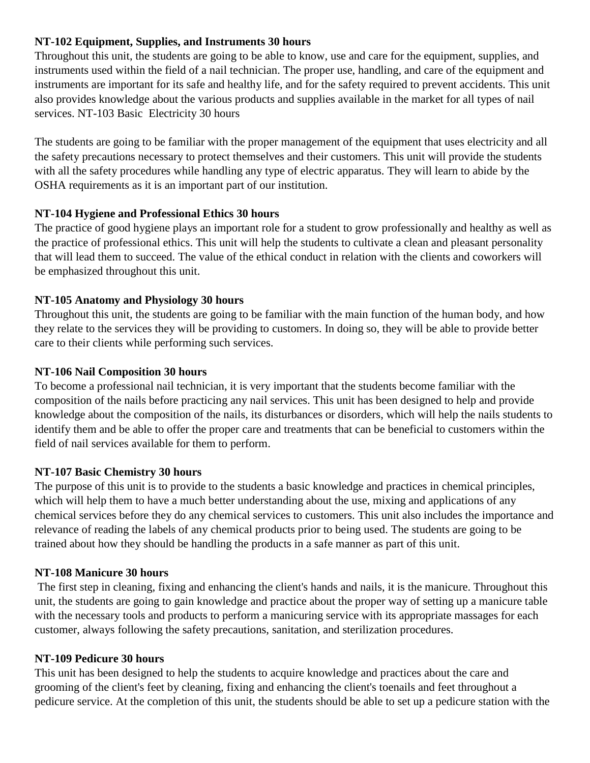**NT-102 Equipment, Supplies, and Instruments 30 hours**

Throughout this unit, the students are going to be able to know, use and care for the equipment, supplies, and instruments used within the field of a nail technician. The proper use, handling, and care of the equipment and instruments are important for its safe and healthy life, and for the safety required to prevent accidents. This unit also provides knowledge about the various products and supplies available in the market for all types of nail services. NT-103 Basic Electricity 30 hours

The students are going to be familiar with the proper management of the equipment that uses electricity and all the safety precautions necessary to protect themselves and their customers. This unit will provide the students with all the safety procedures while handling any type of electric apparatus. They will learn to abide by the OSHA requirements as it is an important part of our institution.

**NT-104 Hygiene and Professional Ethics 30 hours**

The practice of good hygiene plays an important role for a student to grow professionally and healthy as well as the practice of professional ethics. This unit will help the students to cultivate a clean and pleasant personality that will lead them to succeed. The value of the ethical conduct in relation with the clients and coworkers will be emphasized throughout this unit.

**NT-105 Anatomy and Physiology 30 hours**

Throughout this unit, the students are going to be familiar with the main function of the human body, and how they relate to the services they will be providing to customers. In doing so, they will be able to provide better care to their clients while performing such services.

**NT-106 Nail Composition 30 hours**

To become a professional nail technician, it is very important that the students become familiar with the composition of the nails before practicing any nail services. This unit has been designed to help and provide knowledge about the composition of the nails, its disturbances or disorders, which will help the nails students to identify them and be able to offer the proper care and treatments that can be beneficial to customers within the field of nail services available for them to perform.

**NT-107 Basic Chemistry 30 hours**

The purpose of this unit is to provide to the students a basic knowledge and practices in chemical principles, which will help them to have a much better understanding about the use, mixing and applications of any chemical services before they do any chemical services to customers. This unit also includes the importance and relevance of reading the labels of any chemical products prior to being used. The students are going to be trained about how they should be handling the products in a safe manner as part of this unit.

**NT-108 Manicure 30 hours**

The first step in cleaning, fixing and enhancing the client's hands and nails, it is the manicure. Throughout this unit, the students are going to gain knowledge and practice about the proper way of setting up a manicure table with the necessary tools and products to perform a manicuring service with its appropriate massages for each customer, always following the safety precautions, sanitation, and sterilization procedures.

**NT-109 Pedicure 30 hours**

This unit has been designed to help the students to acquire knowledge and practices about the care and grooming of the client's feet by cleaning, fixing and enhancing the client's toenails and feet throughout a pedicure service. At the completion of this unit, the students should be able to set up a pedicure station with the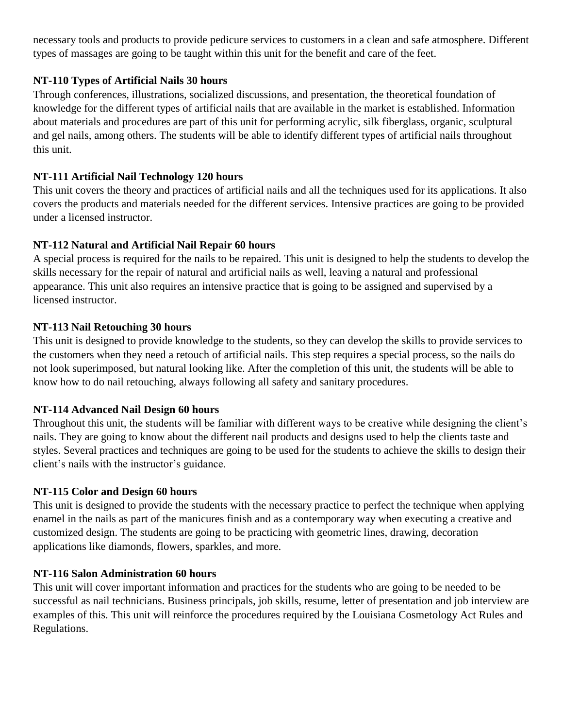necessary tools and products to provide pedicure services to customers in a clean and safe atmosphere. Different types of massages are going to be taught within this unit for the benefit and care of the feet.

**NT-110 Types of Artificial Nails 30 hours**

Through conferences, illustrations, socialized discussions, and presentation, the theoretical foundation of knowledge for the different types of artificial nails that are available in the market is established. Information about materials and procedures are part of this unit for performing acrylic, silk fiberglass, organic, sculptural and gel nails, among others. The students will be able to identify different types of artificial nails throughout this unit.

**NT-111 Artificial Nail Technology 120 hours**

This unit covers the theory and practices of artificial nails and all the techniques used for its applications. It also covers the products and materials needed for the different services. Intensive practices are going to be provided under a licensed instructor.

**NT-112 Natural and Artificial Nail Repair 60 hours**

A special process is required for the nails to be repaired. This unit is designed to help the students to develop the skills necessary for the repair of natural and artificial nails as well, leaving a natural and professional appearance. This unit also requires an intensive practice that is going to be assigned and supervised by a licensed instructor.

**NT-113 Nail Retouching 30 hours**

This unit is designed to provide knowledge to the students, so they can develop the skills to provide services to the customers when they need a retouch of artificial nails. This step requires a special process, so the nails do not look superimposed, but natural looking like. After the completion of this unit, the students will be able to know how to do nail retouching, always following all safety and sanitary procedures.

**NT-114 Advanced Nail Design 60 hours**

Throughout this unit, the students will be familiar with different ways to be creative while designing the client's nails. They are going to know about the different nail products and designs used to help the clients taste and styles. Several practices and techniques are going to be used for the students to achieve the skills to design their client's nails with the instructor's guidance.

**NT-115 Color and Design 60 hours**

This unit is designed to provide the students with the necessary practice to perfect the technique when applying enamel in the nails as part of the manicures finish and as a contemporary way when executing a creative and customized design. The students are going to be practicing with geometric lines, drawing, decoration applications like diamonds, flowers, sparkles, and more.

**NT-116 Salon Administration 60 hours**

This unit will cover important information and practices for the students who are going to be needed to be successful as nail technicians. Business principals, job skills, resume, letter of presentation and job interview are examples of this. This unit will reinforce the procedures required by the Louisiana Cosmetology Act Rules and Regulations.